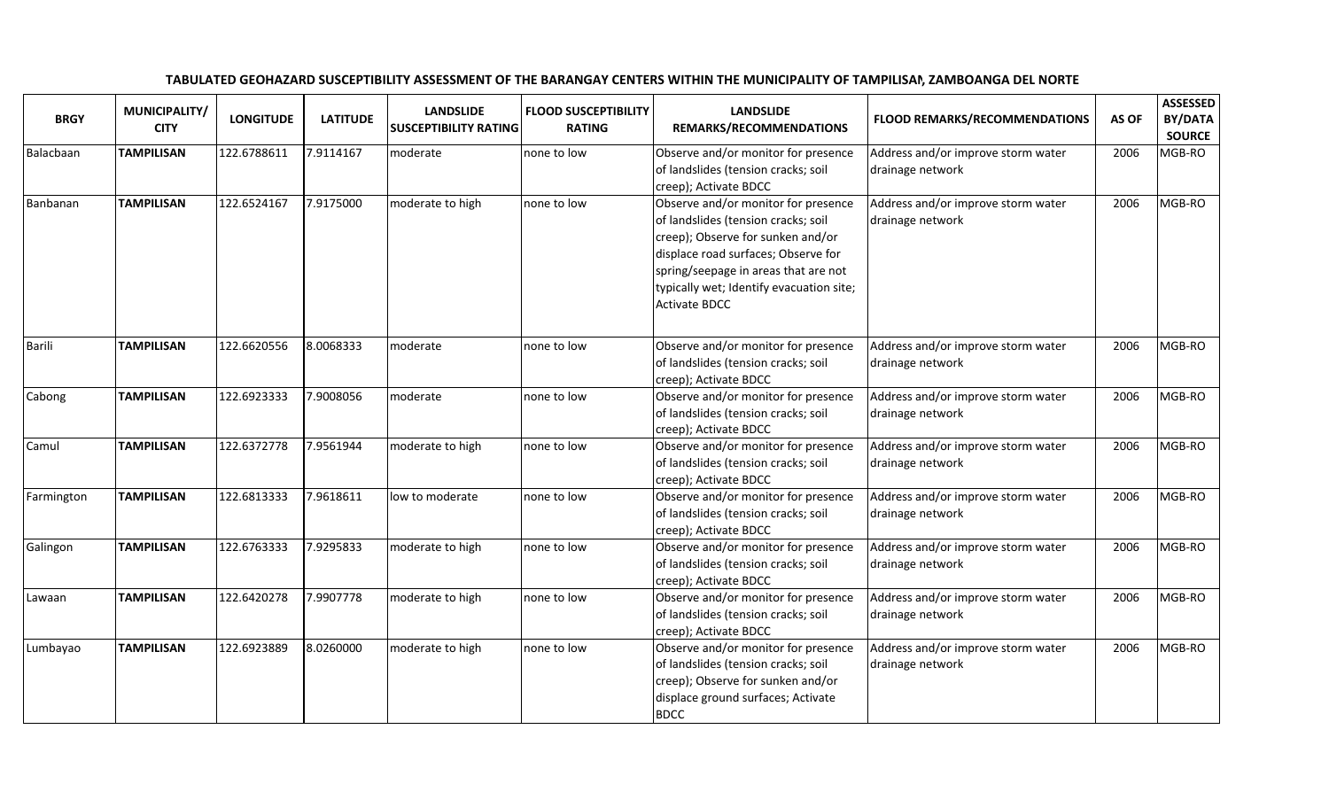**TABULATED GEOHAZARD SUSCEPTIBILITY ASSESSMENT OF THE BARANGAY CENTERS WITHIN THE MUNICIPALITY OF TAMPILISAN, ZAMBOANGA DEL NORTE**

| BRGY | MUNICIPALITY/ CITY | LONGITUDE | LATITUDE | LANDSLIDE SUSCEPTIBILITY RATING | FLOOD SUSCEPTIBILITY RATING | LANDSLIDE REMARKS/RECOMMENDATIONS | FLOOD REMARKS/RECOMMENDATIONS | AS OF | ASSESSED BY/DATA SOURCE |
|---|---|---|---|---|---|---|---|---|---|
| Balacbaan | **TAMPILISAN** | 122.6788611 | 7.9114167 | moderate | none to low | Observe and/or monitor for presence of landslides (tension cracks; soil creep); Activate BDCC | Address and/or improve storm water drainage network | 2006 | MGB-RO |
| Banbanan | **TAMPILISAN** | 122.6524167 | 7.9175000 | moderate to high | none to low | Observe and/or monitor for presence of landslides (tension cracks; soil creep); Observe for sunken and/or displace road surfaces; Observe for spring/seepage in areas that are not typically wet; Identify evacuation site; Activate BDCC | Address and/or improve storm water drainage network | 2006 | MGB-RO |
| Barili | **TAMPILISAN** | 122.6620556 | 8.0068333 | moderate | none to low | Observe and/or monitor for presence of landslides (tension cracks; soil creep); Activate BDCC | Address and/or improve storm water drainage network | 2006 | MGB-RO |
| Cabong | **TAMPILISAN** | 122.6923333 | 7.9008056 | moderate | none to low | Observe and/or monitor for presence of landslides (tension cracks; soil creep); Activate BDCC | Address and/or improve storm water drainage network | 2006 | MGB-RO |
| Camul | **TAMPILISAN** | 122.6372778 | 7.9561944 | moderate to high | none to low | Observe and/or monitor for presence of landslides (tension cracks; soil creep); Activate BDCC | Address and/or improve storm water drainage network | 2006 | MGB-RO |
| Farmington | **TAMPILISAN** | 122.6813333 | 7.9618611 | low to moderate | none to low | Observe and/or monitor for presence of landslides (tension cracks; soil creep); Activate BDCC | Address and/or improve storm water drainage network | 2006 | MGB-RO |
| Galingon | **TAMPILISAN** | 122.6763333 | 7.9295833 | moderate to high | none to low | Observe and/or monitor for presence of landslides (tension cracks; soil creep); Activate BDCC | Address and/or improve storm water drainage network | 2006 | MGB-RO |
| Lawaan | **TAMPILISAN** | 122.6420278 | 7.9907778 | moderate to high | none to low | Observe and/or monitor for presence of landslides (tension cracks; soil creep); Activate BDCC | Address and/or improve storm water drainage network | 2006 | MGB-RO |
| Lumbayao | **TAMPILISAN** | 122.6923889 | 8.0260000 | moderate to high | none to low | Observe and/or monitor for presence of landslides (tension cracks; soil creep); Observe for sunken and/or displace ground surfaces; Activate BDCC | Address and/or improve storm water drainage network | 2006 | MGB-RO |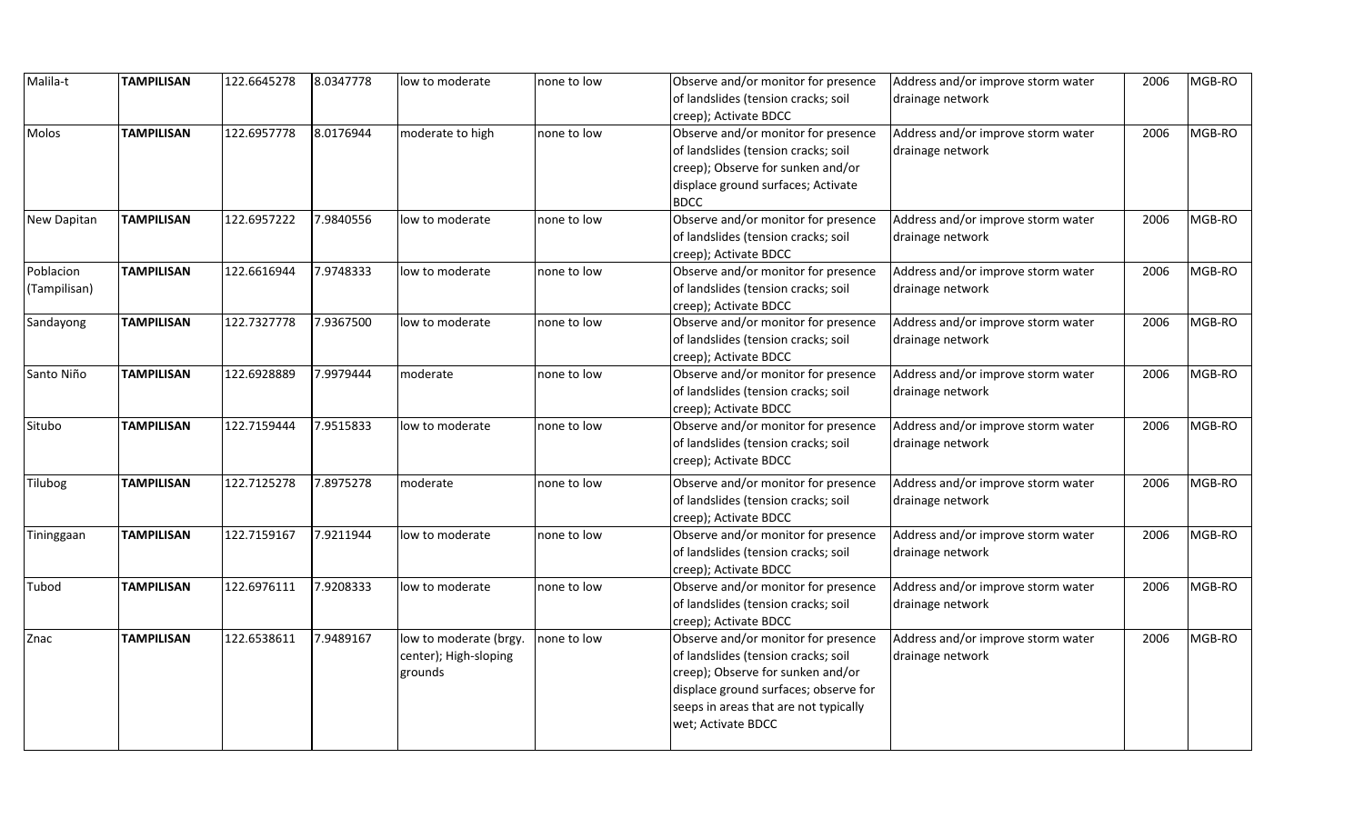| | | | | | | | | | |
|---|---|---|---|---|---|---|---|---|---|
| Malila-t | **TAMPILISAN** | 122.6645278 | 8.0347778 | low to moderate | none to low | Observe and/or monitor for presence of landslides (tension cracks; soil creep); Activate BDCC | Address and/or improve storm water drainage network | 2006 | MGB-RO |
| Molos | **TAMPILISAN** | 122.6957778 | 8.0176944 | moderate to high | none to low | Observe and/or monitor for presence of landslides (tension cracks; soil creep); Observe for sunken and/or displace ground surfaces; Activate BDCC | Address and/or improve storm water drainage network | 2006 | MGB-RO |
| New Dapitan | **TAMPILISAN** | 122.6957222 | 7.9840556 | low to moderate | none to low | Observe and/or monitor for presence of landslides (tension cracks; soil creep); Activate BDCC | Address and/or improve storm water drainage network | 2006 | MGB-RO |
| Poblacion (Tampilisan) | **TAMPILISAN** | 122.6616944 | 7.9748333 | low to moderate | none to low | Observe and/or monitor for presence of landslides (tension cracks; soil creep); Activate BDCC | Address and/or improve storm water drainage network | 2006 | MGB-RO |
| Sandayong | **TAMPILISAN** | 122.7327778 | 7.9367500 | low to moderate | none to low | Observe and/or monitor for presence of landslides (tension cracks; soil creep); Activate BDCC | Address and/or improve storm water drainage network | 2006 | MGB-RO |
| Santo Niño | **TAMPILISAN** | 122.6928889 | 7.9979444 | moderate | none to low | Observe and/or monitor for presence of landslides (tension cracks; soil creep); Activate BDCC | Address and/or improve storm water drainage network | 2006 | MGB-RO |
| Situbo | **TAMPILISAN** | 122.7159444 | 7.9515833 | low to moderate | none to low | Observe and/or monitor for presence of landslides (tension cracks; soil creep); Activate BDCC | Address and/or improve storm water drainage network | 2006 | MGB-RO |
| Tilubog | **TAMPILISAN** | 122.7125278 | 7.8975278 | moderate | none to low | Observe and/or monitor for presence of landslides (tension cracks; soil creep); Activate BDCC | Address and/or improve storm water drainage network | 2006 | MGB-RO |
| Tininggaan | **TAMPILISAN** | 122.7159167 | 7.9211944 | low to moderate | none to low | Observe and/or monitor for presence of landslides (tension cracks; soil creep); Activate BDCC | Address and/or improve storm water drainage network | 2006 | MGB-RO |
| Tubod | **TAMPILISAN** | 122.6976111 | 7.9208333 | low to moderate | none to low | Observe and/or monitor for presence of landslides (tension cracks; soil creep); Activate BDCC | Address and/or improve storm water drainage network | 2006 | MGB-RO |
| Znac | **TAMPILISAN** | 122.6538611 | 7.9489167 | low to moderate (brgy. center); High-sloping grounds | none to low | Observe and/or monitor for presence of landslides (tension cracks; soil creep); Observe for sunken and/or displace ground surfaces; observe for seeps in areas that are not typically wet; Activate BDCC | Address and/or improve storm water drainage network | 2006 | MGB-RO |